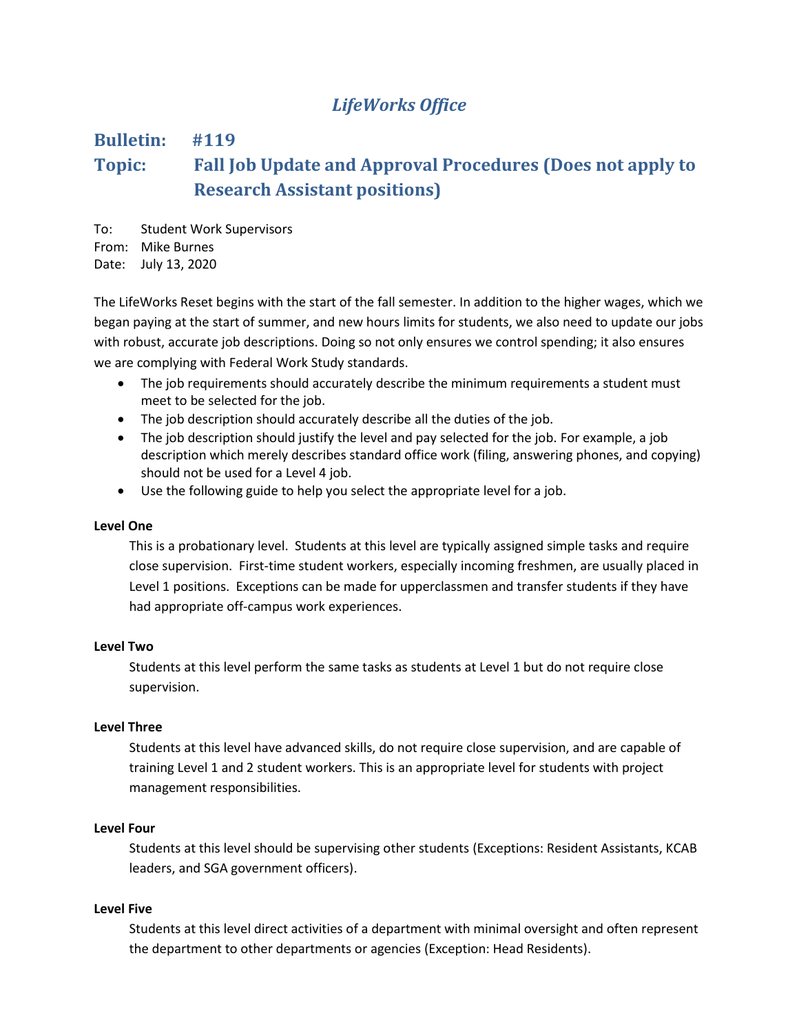# *LifeWorks Office*

## Bulletin: #119

## Topic: Fall Job Update and Approval Procedures (Does not apply to Research Assistant positions)

To: Student Work Supervisors
From: Mike Burnes
Date: July 13, 2020

The LifeWorks Reset begins with the start of the fall semester. In addition to the higher wages, which we began paying at the start of summer, and new hours limits for students, we also need to update our jobs with robust, accurate job descriptions. Doing so not only ensures we control spending; it also ensures we are complying with Federal Work Study standards.

- The job requirements should accurately describe the minimum requirements a student must meet to be selected for the job.
- The job description should accurately describe all the duties of the job.
- The job description should justify the level and pay selected for the job. For example, a job description which merely describes standard office work (filing, answering phones, and copying) should not be used for a Level 4 job.
- Use the following guide to help you select the appropriate level for a job.

**Level One**

This is a probationary level. Students at this level are typically assigned simple tasks and require close supervision. First-time student workers, especially incoming freshmen, are usually placed in Level 1 positions. Exceptions can be made for upperclassmen and transfer students if they have had appropriate off-campus work experiences.

**Level Two**

Students at this level perform the same tasks as students at Level 1 but do not require close supervision.

**Level Three**

Students at this level have advanced skills, do not require close supervision, and are capable of training Level 1 and 2 student workers. This is an appropriate level for students with project management responsibilities.

**Level Four**

Students at this level should be supervising other students (Exceptions: Resident Assistants, KCAB leaders, and SGA government officers).

**Level Five**

Students at this level direct activities of a department with minimal oversight and often represent the department to other departments or agencies (Exception: Head Residents).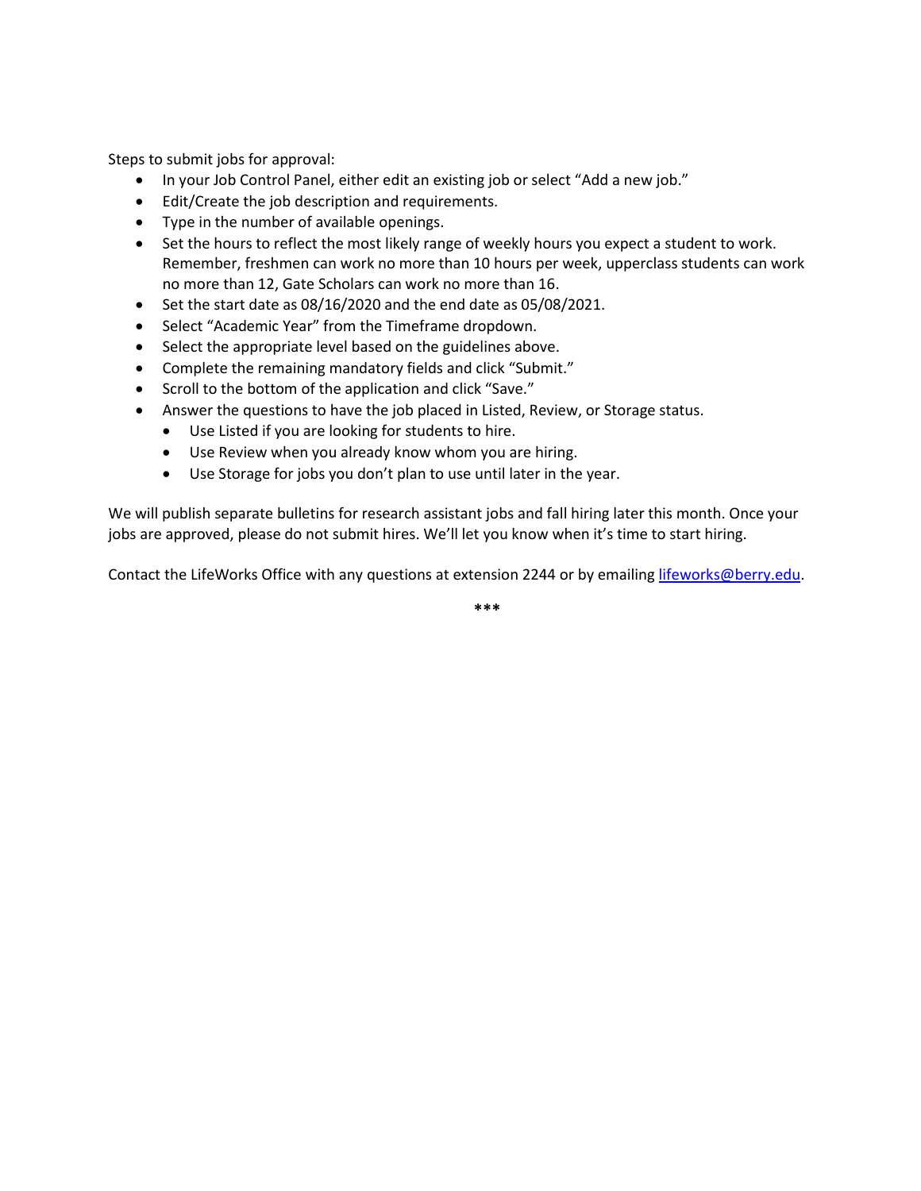Steps to submit jobs for approval:

- In your Job Control Panel, either edit an existing job or select "Add a new job."
- Edit/Create the job description and requirements.
- Type in the number of available openings.
- Set the hours to reflect the most likely range of weekly hours you expect a student to work. Remember, freshmen can work no more than 10 hours per week, upperclass students can work no more than 12, Gate Scholars can work no more than 16.
- Set the start date as 08/16/2020 and the end date as 05/08/2021.
- Select "Academic Year" from the Timeframe dropdown.
- Select the appropriate level based on the guidelines above.
- Complete the remaining mandatory fields and click "Submit."
- Scroll to the bottom of the application and click "Save."
- Answer the questions to have the job placed in Listed, Review, or Storage status.
  - Use Listed if you are looking for students to hire.
  - Use Review when you already know whom you are hiring.
  - Use Storage for jobs you don't plan to use until later in the year.

We will publish separate bulletins for research assistant jobs and fall hiring later this month. Once your jobs are approved, please do not submit hires. We'll let you know when it's time to start hiring.

Contact the LifeWorks Office with any questions at extension 2244 or by emailing lifeworks@berry.edu.

***